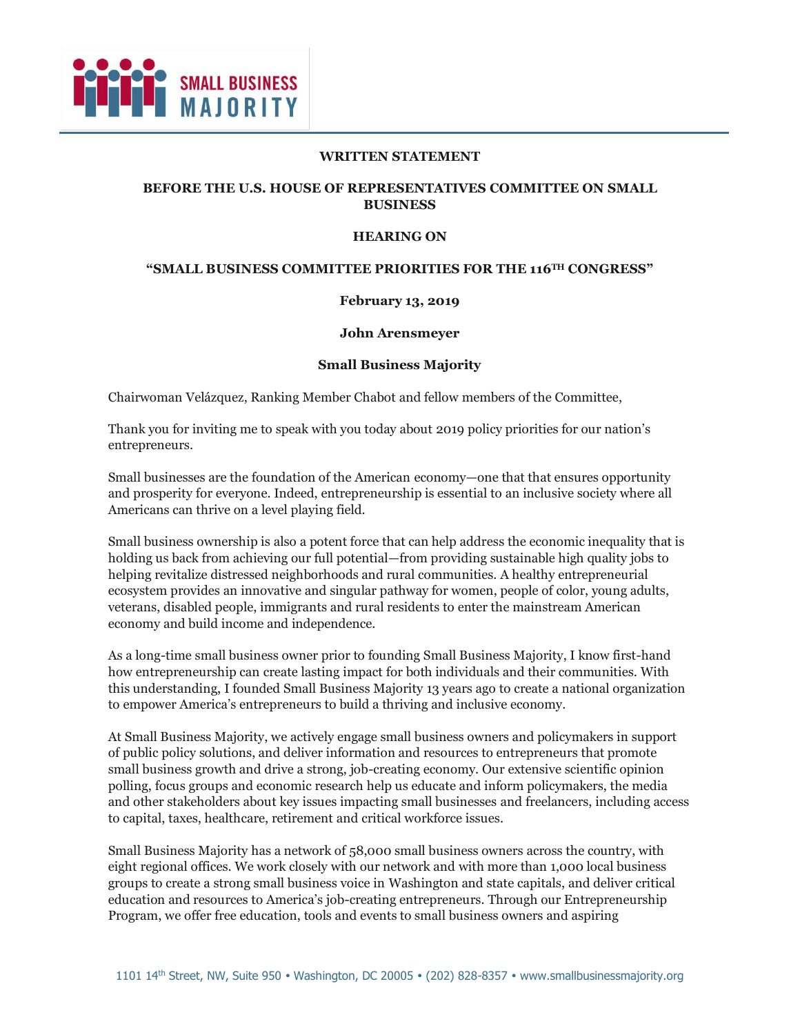**WRITTEN STATEMENT**

**BEFORE THE U.S. HOUSE OF REPRESENTATIVES COMMITTEE ON SMALL BUSINESS**

**HEARING ON**

**"SMALL BUSINESS COMMITTEE PRIORITIES FOR THE 116TH CONGRESS"**

**February 13, 2019**

**John Arensmeyer**

**Small Business Majority**

Chairwoman Velázquez, Ranking Member Chabot and fellow members of the Committee,

Thank you for inviting me to speak with you today about 2019 policy priorities for our nation's entrepreneurs.

Small businesses are the foundation of the American economy—one that that ensures opportunity and prosperity for everyone. Indeed, entrepreneurship is essential to an inclusive society where all Americans can thrive on a level playing field.

Small business ownership is also a potent force that can help address the economic inequality that is holding us back from achieving our full potential—from providing sustainable high quality jobs to helping revitalize distressed neighborhoods and rural communities. A healthy entrepreneurial ecosystem provides an innovative and singular pathway for women, people of color, young adults, veterans, disabled people, immigrants and rural residents to enter the mainstream American economy and build income and independence.

As a long-time small business owner prior to founding Small Business Majority, I know first-hand how entrepreneurship can create lasting impact for both individuals and their communities. With this understanding, I founded Small Business Majority 13 years ago to create a national organization to empower America's entrepreneurs to build a thriving and inclusive economy.

At Small Business Majority, we actively engage small business owners and policymakers in support of public policy solutions, and deliver information and resources to entrepreneurs that promote small business growth and drive a strong, job-creating economy. Our extensive scientific opinion polling, focus groups and economic research help us educate and inform policymakers, the media and other stakeholders about key issues impacting small businesses and freelancers, including access to capital, taxes, healthcare, retirement and critical workforce issues.

Small Business Majority has a network of 58,000 small business owners across the country, with eight regional offices. We work closely with our network and with more than 1,000 local business groups to create a strong small business voice in Washington and state capitals, and deliver critical education and resources to America's job-creating entrepreneurs. Through our Entrepreneurship Program, we offer free education, tools and events to small business owners and aspiring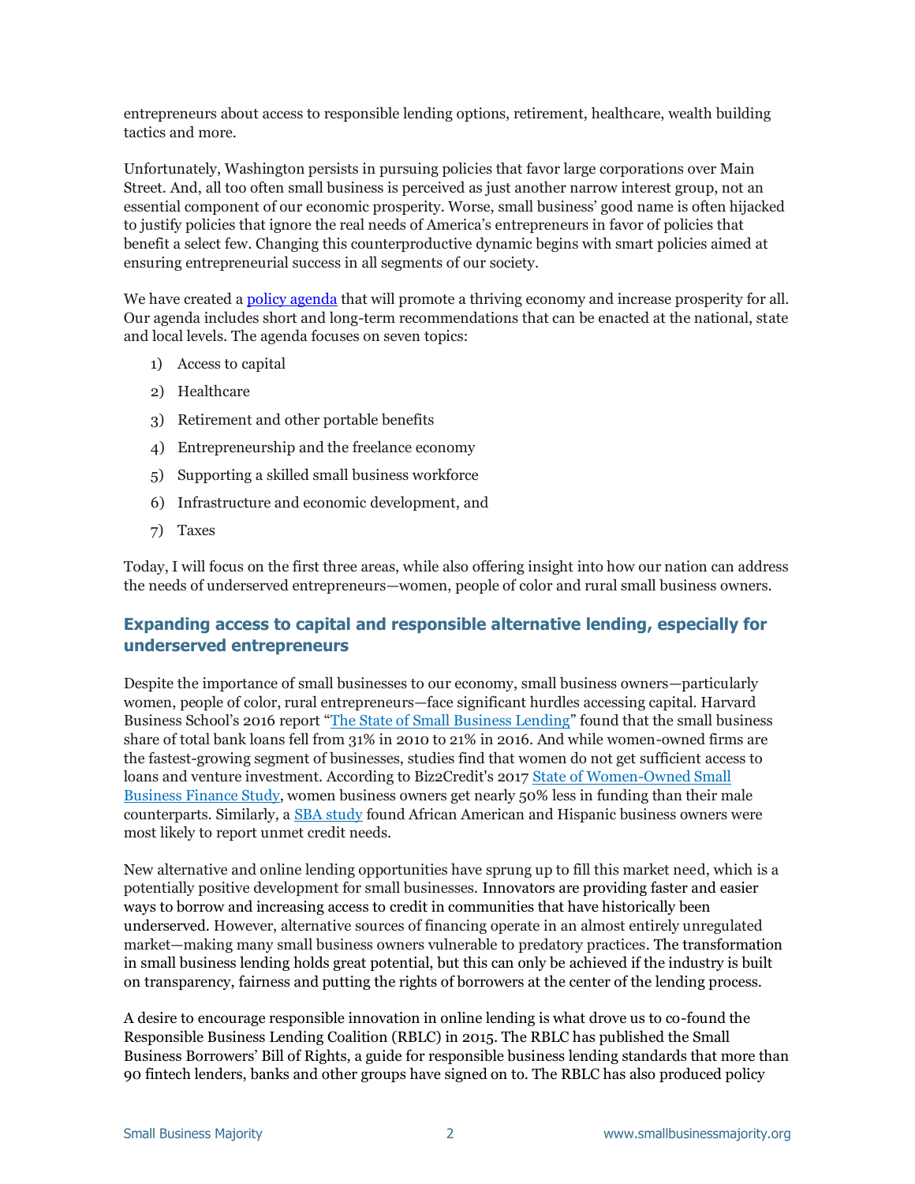entrepreneurs about access to responsible lending options, retirement, healthcare, wealth building tactics and more.

Unfortunately, Washington persists in pursuing policies that favor large corporations over Main Street. And, all too often small business is perceived as just another narrow interest group, not an essential component of our economic prosperity. Worse, small business' good name is often hijacked to justify policies that ignore the real needs of America's entrepreneurs in favor of policies that benefit a select few. Changing this counterproductive dynamic begins with smart policies aimed at ensuring entrepreneurial success in all segments of our society.

We have created a policy agenda that will promote a thriving economy and increase prosperity for all. Our agenda includes short and long-term recommendations that can be enacted at the national, state and local levels. The agenda focuses on seven topics:

1) Access to capital
2) Healthcare
3) Retirement and other portable benefits
4) Entrepreneurship and the freelance economy
5) Supporting a skilled small business workforce
6) Infrastructure and economic development, and
7) Taxes

Today, I will focus on the first three areas, while also offering insight into how our nation can address the needs of underserved entrepreneurs—women, people of color and rural small business owners.

## Expanding access to capital and responsible alternative lending, especially for underserved entrepreneurs

Despite the importance of small businesses to our economy, small business owners—particularly women, people of color, rural entrepreneurs—face significant hurdles accessing capital. Harvard Business School's 2016 report "The State of Small Business Lending" found that the small business share of total bank loans fell from 31% in 2010 to 21% in 2016. And while women-owned firms are the fastest-growing segment of businesses, studies find that women do not get sufficient access to loans and venture investment. According to Biz2Credit's 2017 State of Women-Owned Small Business Finance Study, women business owners get nearly 50% less in funding than their male counterparts. Similarly, a SBA study found African American and Hispanic business owners were most likely to report unmet credit needs.

New alternative and online lending opportunities have sprung up to fill this market need, which is a potentially positive development for small businesses. Innovators are providing faster and easier ways to borrow and increasing access to credit in communities that have historically been underserved. However, alternative sources of financing operate in an almost entirely unregulated market—making many small business owners vulnerable to predatory practices. The transformation in small business lending holds great potential, but this can only be achieved if the industry is built on transparency, fairness and putting the rights of borrowers at the center of the lending process.

A desire to encourage responsible innovation in online lending is what drove us to co-found the Responsible Business Lending Coalition (RBLC) in 2015. The RBLC has published the Small Business Borrowers' Bill of Rights, a guide for responsible business lending standards that more than 90 fintech lenders, banks and other groups have signed on to. The RBLC has also produced policy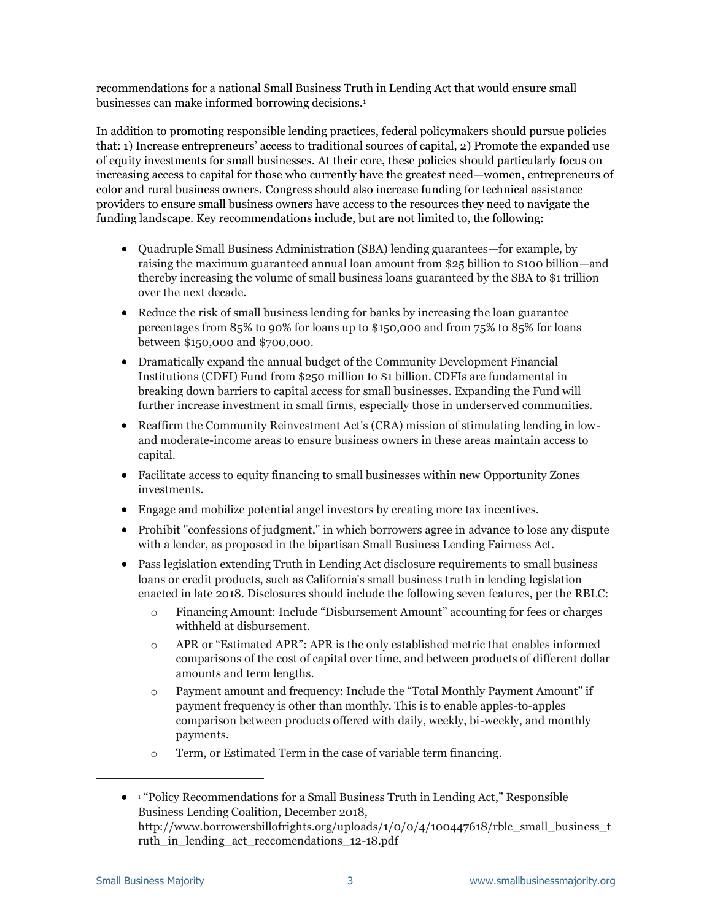recommendations for a national Small Business Truth in Lending Act that would ensure small businesses can make informed borrowing decisions.[1]

In addition to promoting responsible lending practices, federal policymakers should pursue policies that: 1) Increase entrepreneurs' access to traditional sources of capital, 2) Promote the expanded use of equity investments for small businesses. At their core, these policies should particularly focus on increasing access to capital for those who currently have the greatest need—women, entrepreneurs of color and rural business owners. Congress should also increase funding for technical assistance providers to ensure small business owners have access to the resources they need to navigate the funding landscape. Key recommendations include, but are not limited to, the following:

- Quadruple Small Business Administration (SBA) lending guarantees—for example, by raising the maximum guaranteed annual loan amount from $25 billion to $100 billion—and thereby increasing the volume of small business loans guaranteed by the SBA to $1 trillion over the next decade.
- Reduce the risk of small business lending for banks by increasing the loan guarantee percentages from 85% to 90% for loans up to $150,000 and from 75% to 85% for loans between $150,000 and $700,000.
- Dramatically expand the annual budget of the Community Development Financial Institutions (CDFI) Fund from $250 million to $1 billion. CDFIs are fundamental in breaking down barriers to capital access for small businesses. Expanding the Fund will further increase investment in small firms, especially those in underserved communities.
- Reaffirm the Community Reinvestment Act's (CRA) mission of stimulating lending in low- and moderate-income areas to ensure business owners in these areas maintain access to capital.
- Facilitate access to equity financing to small businesses within new Opportunity Zones investments.
- Engage and mobilize potential angel investors by creating more tax incentives.
- Prohibit "confessions of judgment," in which borrowers agree in advance to lose any dispute with a lender, as proposed in the bipartisan Small Business Lending Fairness Act.
- Pass legislation extending Truth in Lending Act disclosure requirements to small business loans or credit products, such as California's small business truth in lending legislation enacted in late 2018. Disclosures should include the following seven features, per the RBLC:
  - Financing Amount: Include "Disbursement Amount" accounting for fees or charges withheld at disbursement.
  - APR or "Estimated APR": APR is the only established metric that enables informed comparisons of the cost of capital over time, and between products of different dollar amounts and term lengths.
  - Payment amount and frequency: Include the "Total Monthly Payment Amount" if payment frequency is other than monthly. This is to enable apples-to-apples comparison between products offered with daily, weekly, bi-weekly, and monthly payments.
  - Term, or Estimated Term in the case of variable term financing.

---

[1] "Policy Recommendations for a Small Business Truth in Lending Act," Responsible Business Lending Coalition, December 2018, http://www.borrowersbillofrights.org/uploads/1/0/0/4/100447618/rblc_small_business_truth_in_lending_act_reccomendations_12-18.pdf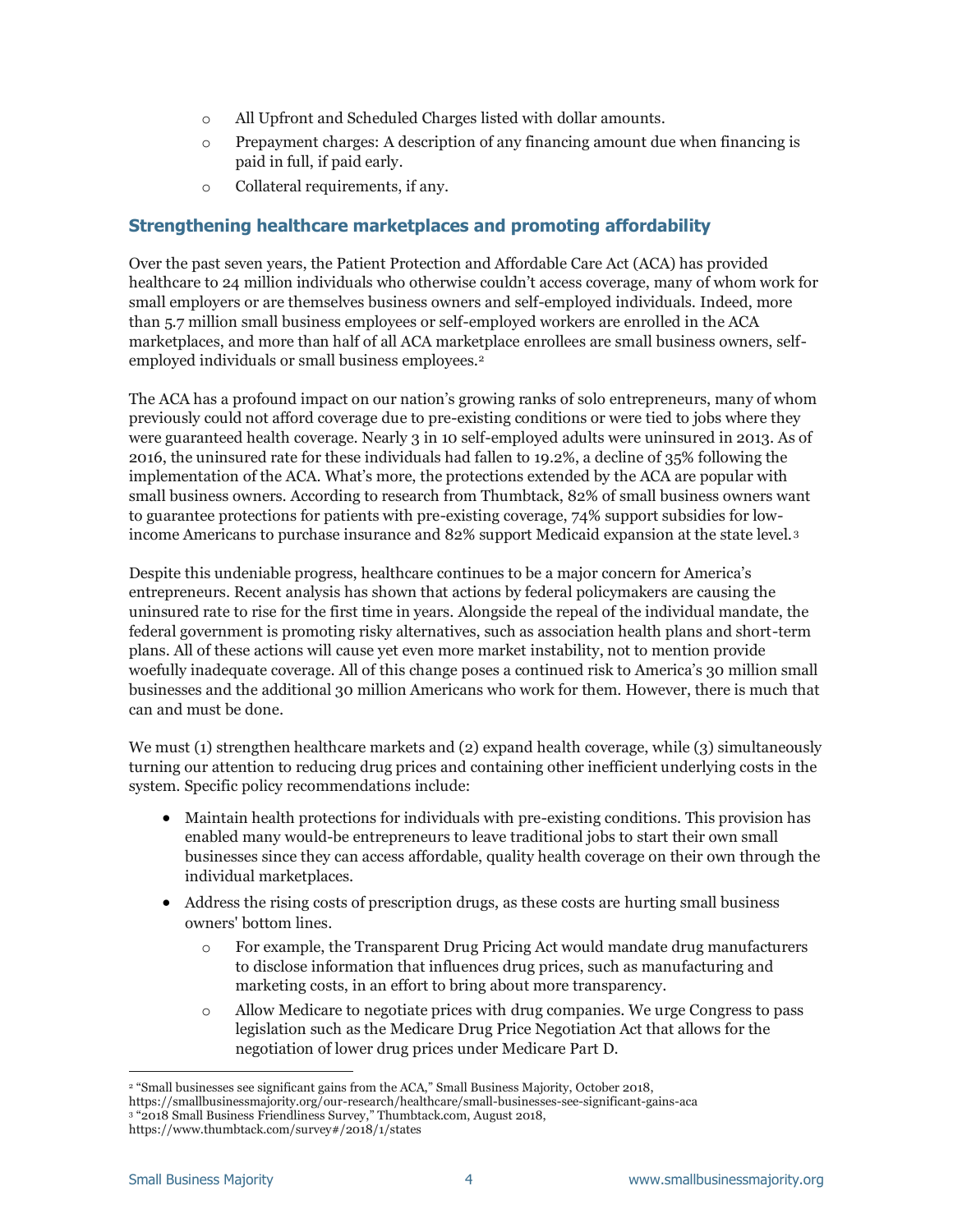- All Upfront and Scheduled Charges listed with dollar amounts.
- Prepayment charges: A description of any financing amount due when financing is paid in full, if paid early.
- Collateral requirements, if any.

## Strengthening healthcare marketplaces and promoting affordability

Over the past seven years, the Patient Protection and Affordable Care Act (ACA) has provided healthcare to 24 million individuals who otherwise couldn't access coverage, many of whom work for small employers or are themselves business owners and self-employed individuals. Indeed, more than 5.7 million small business employees or self-employed workers are enrolled in the ACA marketplaces, and more than half of all ACA marketplace enrollees are small business owners, self-employed individuals or small business employees.[2]

The ACA has a profound impact on our nation's growing ranks of solo entrepreneurs, many of whom previously could not afford coverage due to pre-existing conditions or were tied to jobs where they were guaranteed health coverage. Nearly 3 in 10 self-employed adults were uninsured in 2013. As of 2016, the uninsured rate for these individuals had fallen to 19.2%, a decline of 35% following the implementation of the ACA. What's more, the protections extended by the ACA are popular with small business owners. According to research from Thumbtack, 82% of small business owners want to guarantee protections for patients with pre-existing coverage, 74% support subsidies for low-income Americans to purchase insurance and 82% support Medicaid expansion at the state level.[3]

Despite this undeniable progress, healthcare continues to be a major concern for America's entrepreneurs. Recent analysis has shown that actions by federal policymakers are causing the uninsured rate to rise for the first time in years. Alongside the repeal of the individual mandate, the federal government is promoting risky alternatives, such as association health plans and short-term plans. All of these actions will cause yet even more market instability, not to mention provide woefully inadequate coverage. All of this change poses a continued risk to America's 30 million small businesses and the additional 30 million Americans who work for them. However, there is much that can and must be done.

We must (1) strengthen healthcare markets and (2) expand health coverage, while (3) simultaneously turning our attention to reducing drug prices and containing other inefficient underlying costs in the system. Specific policy recommendations include:

- Maintain health protections for individuals with pre-existing conditions. This provision has enabled many would-be entrepreneurs to leave traditional jobs to start their own small businesses since they can access affordable, quality health coverage on their own through the individual marketplaces.
- Address the rising costs of prescription drugs, as these costs are hurting small business owners' bottom lines.
  - For example, the Transparent Drug Pricing Act would mandate drug manufacturers to disclose information that influences drug prices, such as manufacturing and marketing costs, in an effort to bring about more transparency.
  - Allow Medicare to negotiate prices with drug companies. We urge Congress to pass legislation such as the Medicare Drug Price Negotiation Act that allows for the negotiation of lower drug prices under Medicare Part D.

---

[2] "Small businesses see significant gains from the ACA," Small Business Majority, October 2018, https://smallbusinessmajority.org/our-research/healthcare/small-businesses-see-significant-gains-aca

[3] "2018 Small Business Friendliness Survey," Thumbtack.com, August 2018, https://www.thumbtack.com/survey#/2018/1/states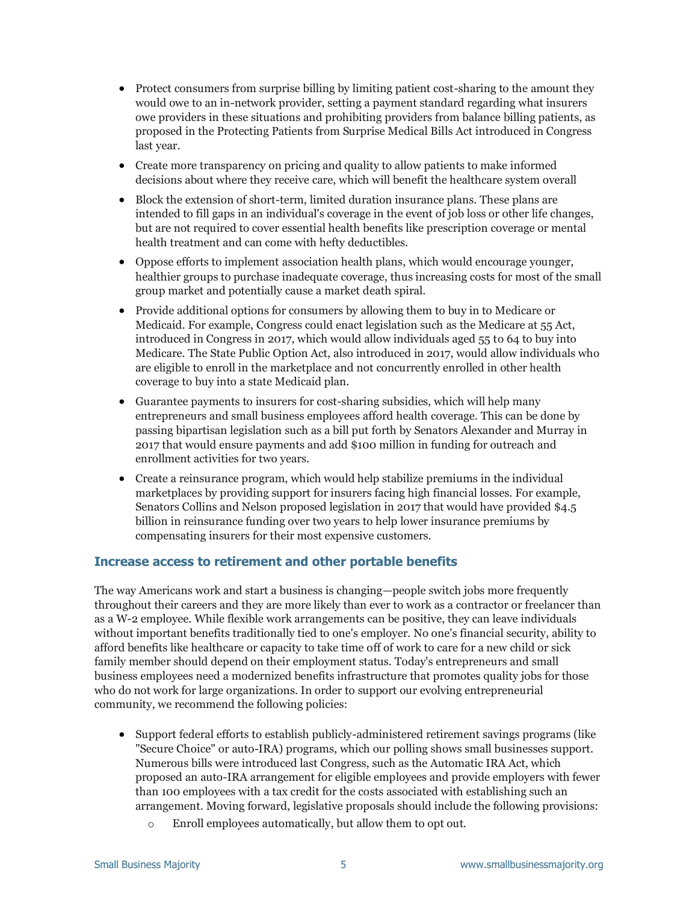- Protect consumers from surprise billing by limiting patient cost-sharing to the amount they would owe to an in-network provider, setting a payment standard regarding what insurers owe providers in these situations and prohibiting providers from balance billing patients, as proposed in the Protecting Patients from Surprise Medical Bills Act introduced in Congress last year.
- Create more transparency on pricing and quality to allow patients to make informed decisions about where they receive care, which will benefit the healthcare system overall
- Block the extension of short-term, limited duration insurance plans. These plans are intended to fill gaps in an individual's coverage in the event of job loss or other life changes, but are not required to cover essential health benefits like prescription coverage or mental health treatment and can come with hefty deductibles.
- Oppose efforts to implement association health plans, which would encourage younger, healthier groups to purchase inadequate coverage, thus increasing costs for most of the small group market and potentially cause a market death spiral.
- Provide additional options for consumers by allowing them to buy in to Medicare or Medicaid. For example, Congress could enact legislation such as the Medicare at 55 Act, introduced in Congress in 2017, which would allow individuals aged 55 to 64 to buy into Medicare. The State Public Option Act, also introduced in 2017, would allow individuals who are eligible to enroll in the marketplace and not concurrently enrolled in other health coverage to buy into a state Medicaid plan.
- Guarantee payments to insurers for cost-sharing subsidies, which will help many entrepreneurs and small business employees afford health coverage. This can be done by passing bipartisan legislation such as a bill put forth by Senators Alexander and Murray in 2017 that would ensure payments and add $100 million in funding for outreach and enrollment activities for two years.
- Create a reinsurance program, which would help stabilize premiums in the individual marketplaces by providing support for insurers facing high financial losses. For example, Senators Collins and Nelson proposed legislation in 2017 that would have provided $4.5 billion in reinsurance funding over two years to help lower insurance premiums by compensating insurers for their most expensive customers.

## Increase access to retirement and other portable benefits

The way Americans work and start a business is changing—people switch jobs more frequently throughout their careers and they are more likely than ever to work as a contractor or freelancer than as a W-2 employee. While flexible work arrangements can be positive, they can leave individuals without important benefits traditionally tied to one's employer. No one's financial security, ability to afford benefits like healthcare or capacity to take time off of work to care for a new child or sick family member should depend on their employment status. Today's entrepreneurs and small business employees need a modernized benefits infrastructure that promotes quality jobs for those who do not work for large organizations. In order to support our evolving entrepreneurial community, we recommend the following policies:

- Support federal efforts to establish publicly-administered retirement savings programs (like "Secure Choice" or auto-IRA) programs, which our polling shows small businesses support. Numerous bills were introduced last Congress, such as the Automatic IRA Act, which proposed an auto-IRA arrangement for eligible employees and provide employers with fewer than 100 employees with a tax credit for the costs associated with establishing such an arrangement. Moving forward, legislative proposals should include the following provisions:
    - Enroll employees automatically, but allow them to opt out.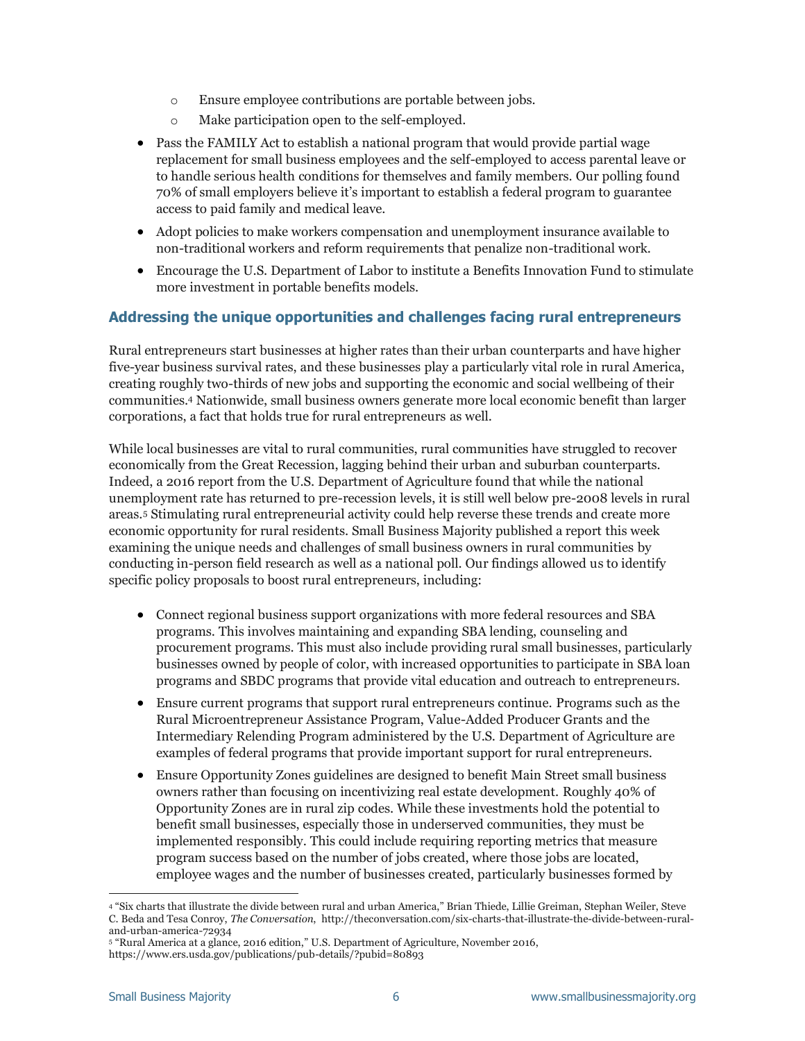- Ensure employee contributions are portable between jobs.
  - Make participation open to the self-employed.
- Pass the FAMILY Act to establish a national program that would provide partial wage replacement for small business employees and the self-employed to access parental leave or to handle serious health conditions for themselves and family members. Our polling found 70% of small employers believe it's important to establish a federal program to guarantee access to paid family and medical leave.
- Adopt policies to make workers compensation and unemployment insurance available to non-traditional workers and reform requirements that penalize non-traditional work.
- Encourage the U.S. Department of Labor to institute a Benefits Innovation Fund to stimulate more investment in portable benefits models.

## Addressing the unique opportunities and challenges facing rural entrepreneurs

Rural entrepreneurs start businesses at higher rates than their urban counterparts and have higher five-year business survival rates, and these businesses play a particularly vital role in rural America, creating roughly two-thirds of new jobs and supporting the economic and social wellbeing of their communities.[4] Nationwide, small business owners generate more local economic benefit than larger corporations, a fact that holds true for rural entrepreneurs as well.

While local businesses are vital to rural communities, rural communities have struggled to recover economically from the Great Recession, lagging behind their urban and suburban counterparts. Indeed, a 2016 report from the U.S. Department of Agriculture found that while the national unemployment rate has returned to pre-recession levels, it is still well below pre-2008 levels in rural areas.[5] Stimulating rural entrepreneurial activity could help reverse these trends and create more economic opportunity for rural residents. Small Business Majority published a report this week examining the unique needs and challenges of small business owners in rural communities by conducting in-person field research as well as a national poll. Our findings allowed us to identify specific policy proposals to boost rural entrepreneurs, including:

- Connect regional business support organizations with more federal resources and SBA programs. This involves maintaining and expanding SBA lending, counseling and procurement programs. This must also include providing rural small businesses, particularly businesses owned by people of color, with increased opportunities to participate in SBA loan programs and SBDC programs that provide vital education and outreach to entrepreneurs.
- Ensure current programs that support rural entrepreneurs continue. Programs such as the Rural Microentrepreneur Assistance Program, Value-Added Producer Grants and the Intermediary Relending Program administered by the U.S. Department of Agriculture are examples of federal programs that provide important support for rural entrepreneurs.
- Ensure Opportunity Zones guidelines are designed to benefit Main Street small business owners rather than focusing on incentivizing real estate development. Roughly 40% of Opportunity Zones are in rural zip codes. While these investments hold the potential to benefit small businesses, especially those in underserved communities, they must be implemented responsibly. This could include requiring reporting metrics that measure program success based on the number of jobs created, where those jobs are located, employee wages and the number of businesses created, particularly businesses formed by

---

[4] "Six charts that illustrate the divide between rural and urban America," Brian Thiede, Lillie Greiman, Stephan Weiler, Steve C. Beda and Tesa Conroy, *The Conversation*, http://theconversation.com/six-charts-that-illustrate-the-divide-between-rural-and-urban-america-72934

[5] "Rural America at a glance, 2016 edition," U.S. Department of Agriculture, November 2016, https://www.ers.usda.gov/publications/pub-details/?pubid=80893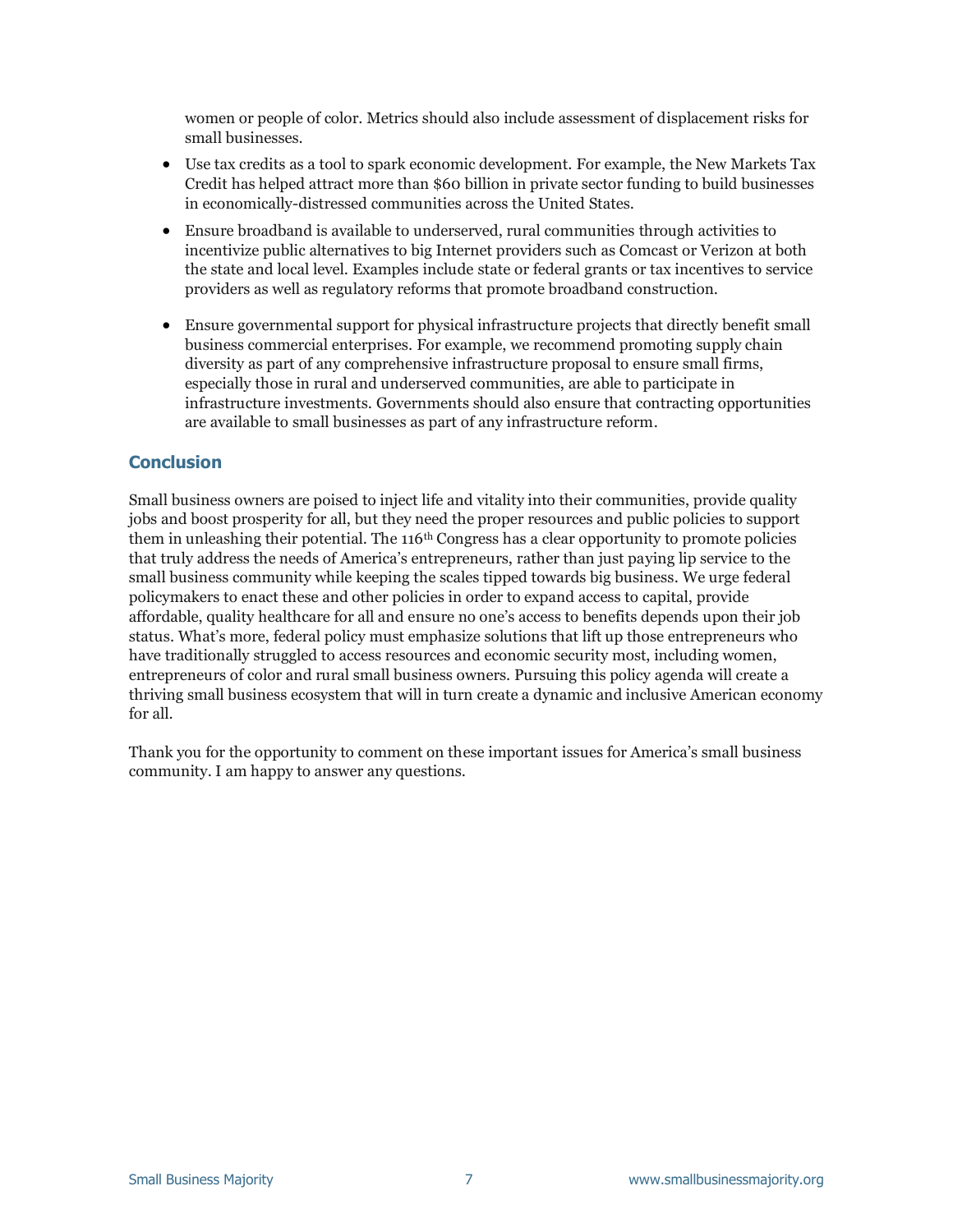women or people of color. Metrics should also include assessment of displacement risks for small businesses.

- Use tax credits as a tool to spark economic development. For example, the New Markets Tax Credit has helped attract more than $60 billion in private sector funding to build businesses in economically-distressed communities across the United States.
- Ensure broadband is available to underserved, rural communities through activities to incentivize public alternatives to big Internet providers such as Comcast or Verizon at both the state and local level. Examples include state or federal grants or tax incentives to service providers as well as regulatory reforms that promote broadband construction.
- Ensure governmental support for physical infrastructure projects that directly benefit small business commercial enterprises. For example, we recommend promoting supply chain diversity as part of any comprehensive infrastructure proposal to ensure small firms, especially those in rural and underserved communities, are able to participate in infrastructure investments. Governments should also ensure that contracting opportunities are available to small businesses as part of any infrastructure reform.

## Conclusion

Small business owners are poised to inject life and vitality into their communities, provide quality jobs and boost prosperity for all, but they need the proper resources and public policies to support them in unleashing their potential. The 116th Congress has a clear opportunity to promote policies that truly address the needs of America's entrepreneurs, rather than just paying lip service to the small business community while keeping the scales tipped towards big business. We urge federal policymakers to enact these and other policies in order to expand access to capital, provide affordable, quality healthcare for all and ensure no one's access to benefits depends upon their job status. What's more, federal policy must emphasize solutions that lift up those entrepreneurs who have traditionally struggled to access resources and economic security most, including women, entrepreneurs of color and rural small business owners. Pursuing this policy agenda will create a thriving small business ecosystem that will in turn create a dynamic and inclusive American economy for all.

Thank you for the opportunity to comment on these important issues for America's small business community. I am happy to answer any questions.